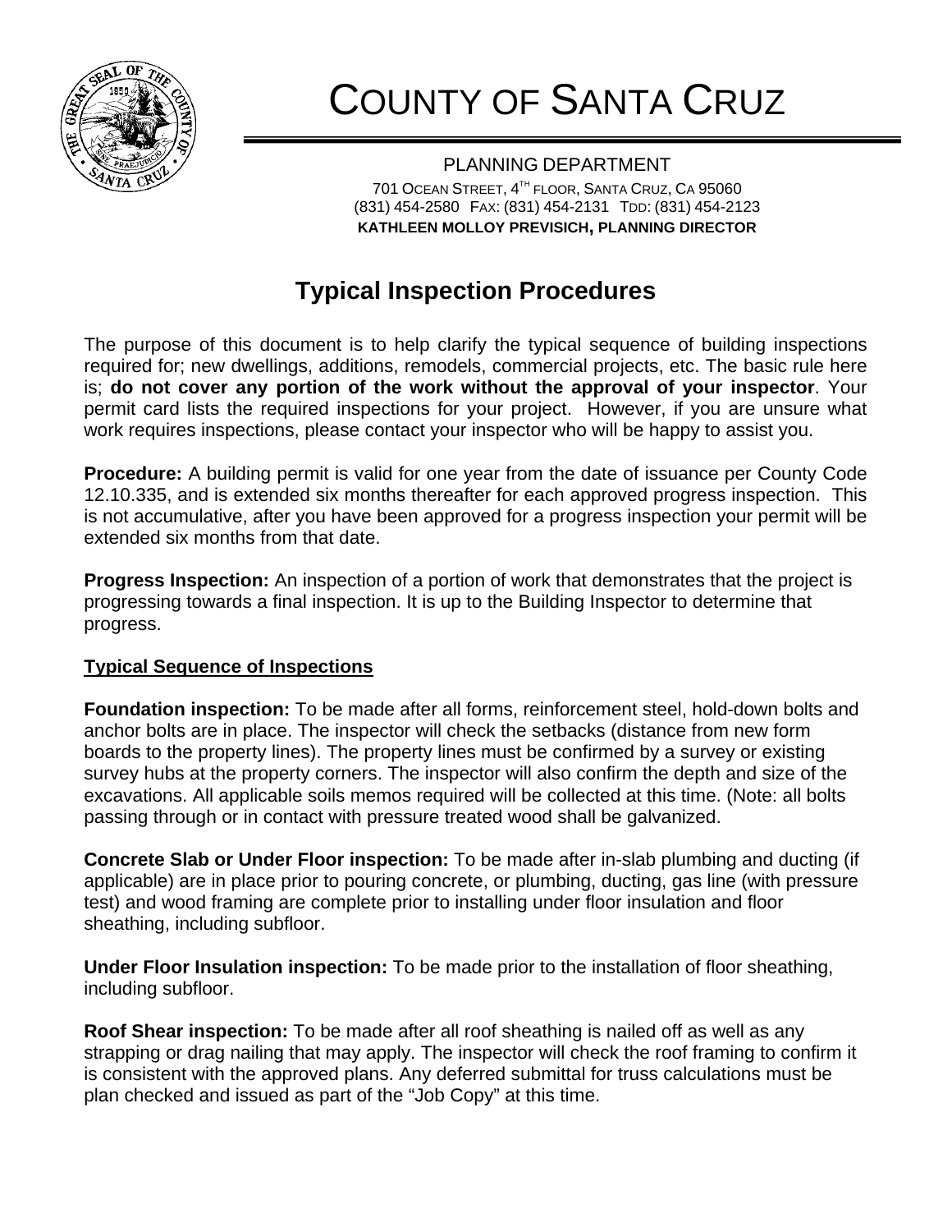# COUNTY OF SANTA CRUZ

PLANNING DEPARTMENT

701 OCEAN STREET, 4TH FLOOR, SANTA CRUZ, CA 95060
(831) 454-2580 FAX: (831) 454-2131 TDD: (831) 454-2123
**KATHLEEN MOLLOY PREVISICH, PLANNING DIRECTOR**

## Typical Inspection Procedures

The purpose of this document is to help clarify the typical sequence of building inspections required for; new dwellings, additions, remodels, commercial projects, etc. The basic rule here is; **do not cover any portion of the work without the approval of your inspector**. Your permit card lists the required inspections for your project. However, if you are unsure what work requires inspections, please contact your inspector who will be happy to assist you.

**Procedure:** A building permit is valid for one year from the date of issuance per County Code 12.10.335, and is extended six months thereafter for each approved progress inspection. This is not accumulative, after you have been approved for a progress inspection your permit will be extended six months from that date.

**Progress Inspection:** An inspection of a portion of work that demonstrates that the project is progressing towards a final inspection. It is up to the Building Inspector to determine that progress.

**Typical Sequence of Inspections**

**Foundation inspection:** To be made after all forms, reinforcement steel, hold-down bolts and anchor bolts are in place. The inspector will check the setbacks (distance from new form boards to the property lines). The property lines must be confirmed by a survey or existing survey hubs at the property corners. The inspector will also confirm the depth and size of the excavations. All applicable soils memos required will be collected at this time. (Note: all bolts passing through or in contact with pressure treated wood shall be galvanized.

**Concrete Slab or Under Floor inspection:** To be made after in-slab plumbing and ducting (if applicable) are in place prior to pouring concrete, or plumbing, ducting, gas line (with pressure test) and wood framing are complete prior to installing under floor insulation and floor sheathing, including subfloor.

**Under Floor Insulation inspection:** To be made prior to the installation of floor sheathing, including subfloor.

**Roof Shear inspection:** To be made after all roof sheathing is nailed off as well as any strapping or drag nailing that may apply. The inspector will check the roof framing to confirm it is consistent with the approved plans. Any deferred submittal for truss calculations must be plan checked and issued as part of the "Job Copy" at this time.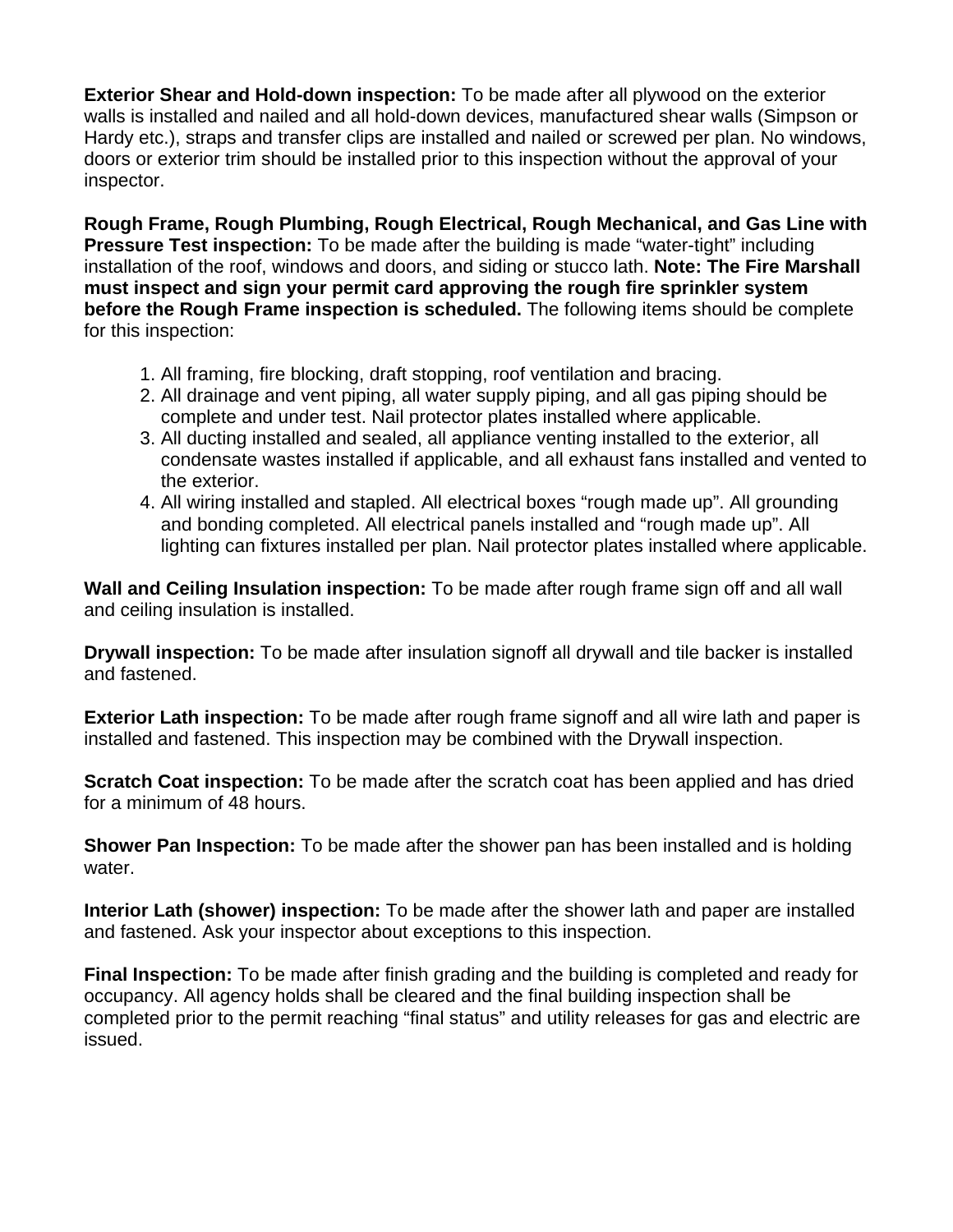**Exterior Shear and Hold-down inspection:** To be made after all plywood on the exterior walls is installed and nailed and all hold-down devices, manufactured shear walls (Simpson or Hardy etc.), straps and transfer clips are installed and nailed or screwed per plan. No windows, doors or exterior trim should be installed prior to this inspection without the approval of your inspector.

**Rough Frame, Rough Plumbing, Rough Electrical, Rough Mechanical, and Gas Line with Pressure Test inspection:** To be made after the building is made "water-tight" including installation of the roof, windows and doors, and siding or stucco lath. **Note: The Fire Marshall must inspect and sign your permit card approving the rough fire sprinkler system before the Rough Frame inspection is scheduled.** The following items should be complete for this inspection:

1. All framing, fire blocking, draft stopping, roof ventilation and bracing.
2. All drainage and vent piping, all water supply piping, and all gas piping should be complete and under test. Nail protector plates installed where applicable.
3. All ducting installed and sealed, all appliance venting installed to the exterior, all condensate wastes installed if applicable, and all exhaust fans installed and vented to the exterior.
4. All wiring installed and stapled. All electrical boxes "rough made up". All grounding and bonding completed. All electrical panels installed and "rough made up". All lighting can fixtures installed per plan. Nail protector plates installed where applicable.

**Wall and Ceiling Insulation inspection:** To be made after rough frame sign off and all wall and ceiling insulation is installed.

**Drywall inspection:** To be made after insulation signoff all drywall and tile backer is installed and fastened.

**Exterior Lath inspection:** To be made after rough frame signoff and all wire lath and paper is installed and fastened. This inspection may be combined with the Drywall inspection.

**Scratch Coat inspection:** To be made after the scratch coat has been applied and has dried for a minimum of 48 hours.

**Shower Pan Inspection:** To be made after the shower pan has been installed and is holding water.

**Interior Lath (shower) inspection:** To be made after the shower lath and paper are installed and fastened. Ask your inspector about exceptions to this inspection.

**Final Inspection:** To be made after finish grading and the building is completed and ready for occupancy. All agency holds shall be cleared and the final building inspection shall be completed prior to the permit reaching "final status" and utility releases for gas and electric are issued.